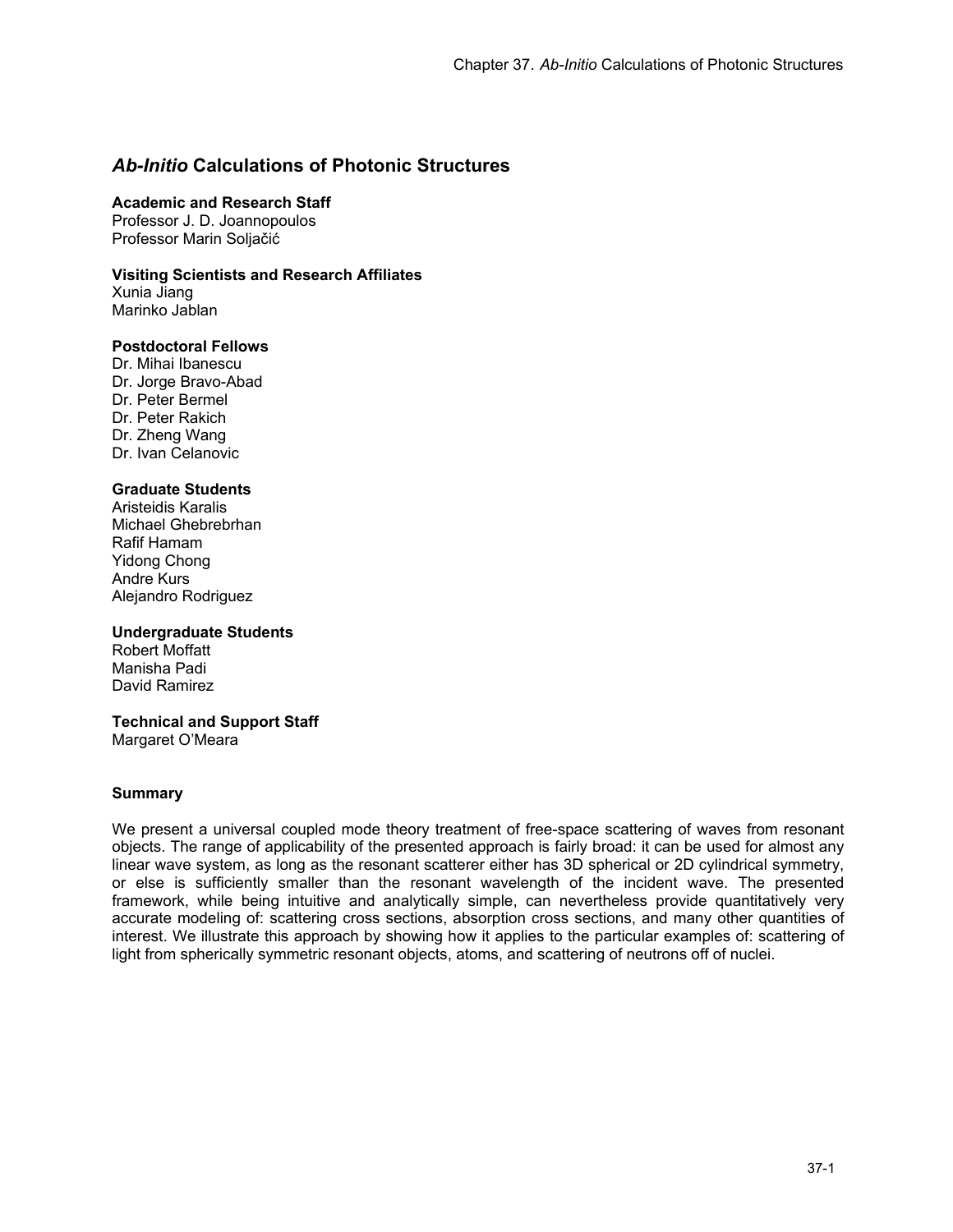# *Ab-Initio* Calculations of Photonic Structures

**Academic and Research Staff**
Professor J. D. Joannopoulos
Professor Marin Soljačić

**Visiting Scientists and Research Affiliates**
Xunia Jiang
Marinko Jablan

**Postdoctoral Fellows**
Dr. Mihai Ibanescu
Dr. Jorge Bravo-Abad
Dr. Peter Bermel
Dr. Peter Rakich
Dr. Zheng Wang
Dr. Ivan Celanovic

**Graduate Students**
Aristeidis Karalis
Michael Ghebrebrhan
Rafif Hamam
Yidong Chong
Andre Kurs
Alejandro Rodriguez

**Undergraduate Students**
Robert Moffatt
Manisha Padi
David Ramirez

**Technical and Support Staff**
Margaret O'Meara

### Summary

We present a universal coupled mode theory treatment of free-space scattering of waves from resonant objects. The range of applicability of the presented approach is fairly broad: it can be used for almost any linear wave system, as long as the resonant scatterer either has 3D spherical or 2D cylindrical symmetry, or else is sufficiently smaller than the resonant wavelength of the incident wave. The presented framework, while being intuitive and analytically simple, can nevertheless provide quantitatively very accurate modeling of: scattering cross sections, absorption cross sections, and many other quantities of interest. We illustrate this approach by showing how it applies to the particular examples of: scattering of light from spherically symmetric resonant objects, atoms, and scattering of neutrons off of nuclei.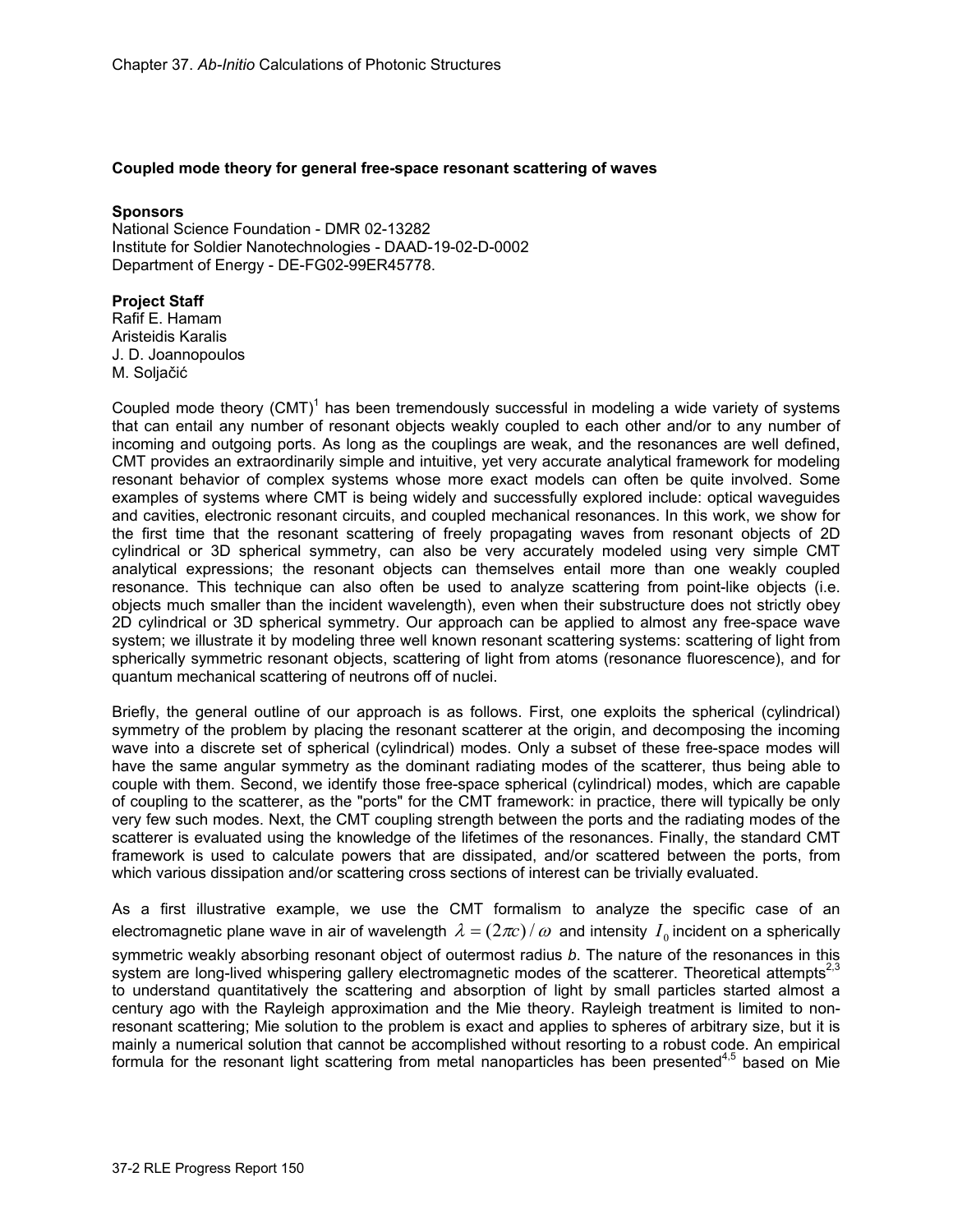**Coupled mode theory for general free-space resonant scattering of waves**

**Sponsors**
National Science Foundation - DMR 02-13282
Institute for Soldier Nanotechnologies - DAAD-19-02-D-0002
Department of Energy - DE-FG02-99ER45778.

**Project Staff**
Rafif E. Hamam
Aristeidis Karalis
J. D. Joannopoulos
M. Soljačić

Coupled mode theory (CMT)[1] has been tremendously successful in modeling a wide variety of systems that can entail any number of resonant objects weakly coupled to each other and/or to any number of incoming and outgoing ports. As long as the couplings are weak, and the resonances are well defined, CMT provides an extraordinarily simple and intuitive, yet very accurate analytical framework for modeling resonant behavior of complex systems whose more exact models can often be quite involved. Some examples of systems where CMT is being widely and successfully explored include: optical waveguides and cavities, electronic resonant circuits, and coupled mechanical resonances. In this work, we show for the first time that the resonant scattering of freely propagating waves from resonant objects of 2D cylindrical or 3D spherical symmetry, can also be very accurately modeled using very simple CMT analytical expressions; the resonant objects can themselves entail more than one weakly coupled resonance. This technique can also often be used to analyze scattering from point-like objects (i.e. objects much smaller than the incident wavelength), even when their substructure does not strictly obey 2D cylindrical or 3D spherical symmetry. Our approach can be applied to almost any free-space wave system; we illustrate it by modeling three well known resonant scattering systems: scattering of light from spherically symmetric resonant objects, scattering of light from atoms (resonance fluorescence), and for quantum mechanical scattering of neutrons off of nuclei.

Briefly, the general outline of our approach is as follows. First, one exploits the spherical (cylindrical) symmetry of the problem by placing the resonant scatterer at the origin, and decomposing the incoming wave into a discrete set of spherical (cylindrical) modes. Only a subset of these free-space modes will have the same angular symmetry as the dominant radiating modes of the scatterer, thus being able to couple with them. Second, we identify those free-space spherical (cylindrical) modes, which are capable of coupling to the scatterer, as the "ports" for the CMT framework: in practice, there will typically be only very few such modes. Next, the CMT coupling strength between the ports and the radiating modes of the scatterer is evaluated using the knowledge of the lifetimes of the resonances. Finally, the standard CMT framework is used to calculate powers that are dissipated, and/or scattered between the ports, from which various dissipation and/or scattering cross sections of interest can be trivially evaluated.

As a first illustrative example, we use the CMT formalism to analyze the specific case of an electromagnetic plane wave in air of wavelength $\lambda = (2\pi c)/\omega$ and intensity $I_0$ incident on a spherically symmetric weakly absorbing resonant object of outermost radius *b*. The nature of the resonances in this system are long-lived whispering gallery electromagnetic modes of the scatterer. Theoretical attempts[2,3] to understand quantitatively the scattering and absorption of light by small particles started almost a century ago with the Rayleigh approximation and the Mie theory. Rayleigh treatment is limited to non-resonant scattering; Mie solution to the problem is exact and applies to spheres of arbitrary size, but it is mainly a numerical solution that cannot be accomplished without resorting to a robust code. An empirical formula for the resonant light scattering from metal nanoparticles has been presented[4,5] based on Mie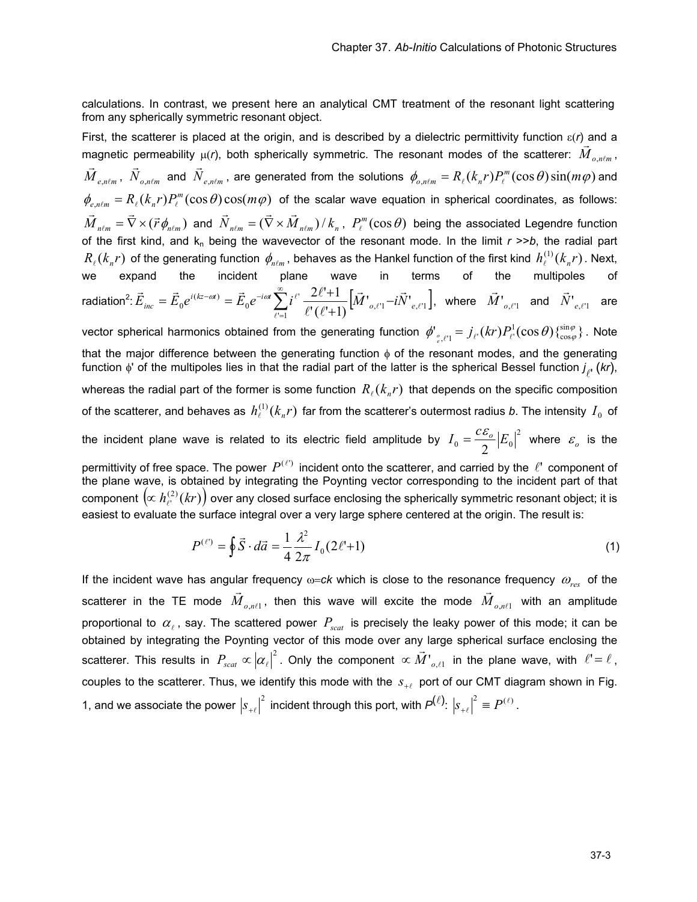calculations. In contrast, we present here an analytical CMT treatment of the resonant light scattering from any spherically symmetric resonant object.

First, the scatterer is placed at the origin, and is described by a dielectric permittivity function $\varepsilon(r)$ and a magnetic permeability $\mu(r)$, both spherically symmetric. The resonant modes of the scatterer: $\vec{M}_{o,n\ell m}$, $\vec{M}_{e,n\ell m}$, $\vec{N}_{o,n\ell m}$ and $\vec{N}_{e,n\ell m}$, are generated from the solutions $\phi_{o,n\ell m} = R_\ell(k_n r) P_\ell^m(\cos\theta)\sin(m\varphi)$ and $\phi_{e,n\ell m} = R_\ell(k_n r) P_\ell^m(\cos\theta)\cos(m\varphi)$ of the scalar wave equation in spherical coordinates, as follows: $\vec{M}_{n\ell m} = \vec{\nabla}\times(\vec{r}\phi_{n\ell m})$ and $\vec{N}_{n\ell m} = (\vec{\nabla}\times\vec{M}_{n\ell m})/k_n$, $P_\ell^m(\cos\theta)$ being the associated Legendre function of the first kind, and $k_n$ being the wavevector of the resonant mode. In the limit $r >> b$, the radial part $R_\ell(k_n r)$ of the generating function $\phi_{n\ell m}$, behaves as the Hankel function of the first kind $h_\ell^{(1)}(k_n r)$. Next, we expand the incident plane wave in terms of the multipoles of radiation[2]: $\vec{E}_{inc} = \vec{E}_0 e^{i(kz-\omega t)} = \vec{E}_0 e^{-i\omega t}\sum_{\ell'=1}^{\infty} i^{\ell'}\frac{2\ell'+1}{\ell'(\ell'+1)}\left[\vec{M}'_{o,\ell'1} - i\vec{N}'_{e,\ell'1}\right]$, where $\vec{M}'_{o,\ell'1}$ and $\vec{N}'_{e,\ell'1}$ are vector spherical harmonics obtained from the generating function $\phi'_{\substack{o\\e},\ell'1} = j_{\ell'}(kr)P_{\ell'}^1(\cos\theta)\{\begin{smallmatrix}\sin\varphi\\ \cos\varphi\end{smallmatrix}\}$. Note that the major difference between the generating function $\phi$ of the resonant modes, and the generating function $\phi'$ of the multipoles lies in that the radial part of the latter is the spherical Bessel function $j_{\ell'}(kr)$, whereas the radial part of the former is some function $R_\ell(k_n r)$ that depends on the specific composition of the scatterer, and behaves as $h_\ell^{(1)}(k_n r)$ far from the scatterer's outermost radius $b$. The intensity $I_0$ of the incident plane wave is related to its electric field amplitude by $I_0 = \frac{c\varepsilon_o}{2}|E_0|^2$ where $\varepsilon_o$ is the permittivity of free space. The power $P^{(\ell')}$ incident onto the scatterer, and carried by the $\ell'$ component of the plane wave, is obtained by integrating the Poynting vector corresponding to the incident part of that component $\left(\propto h_{\ell'}^{(2)}(kr)\right)$ over any closed surface enclosing the spherically symmetric resonant object; it is easiest to evaluate the surface integral over a very large sphere centered at the origin. The result is:

$$P^{(\ell')} = \oint \vec{S}\cdot d\vec{a} = \frac{1}{4}\frac{\lambda^2}{2\pi}I_0(2\ell'+1) \tag{1}$$

If the incident wave has angular frequency $\omega = ck$ which is close to the resonance frequency $\omega_{res}$ of the scatterer in the TE mode $\vec{M}_{o,n\ell 1}$, then this wave will excite the mode $\vec{M}_{o,n\ell 1}$ with an amplitude proportional to $\alpha_\ell$, say. The scattered power $P_{scat}$ is precisely the leaky power of this mode; it can be obtained by integrating the Poynting vector of this mode over any large spherical surface enclosing the scatterer. This results in $P_{scat} \propto |\alpha_\ell|^2$. Only the component $\propto \vec{M}'_{o,\ell 1}$ in the plane wave, with $\ell' = \ell$, couples to the scatterer. Thus, we identify this mode with the $s_{+\ell}$ port of our CMT diagram shown in Fig. 1, and we associate the power $|s_{+\ell}|^2$ incident through this port, with $P^{(\ell)}$: $|s_{+\ell}|^2 \equiv P^{(\ell)}$.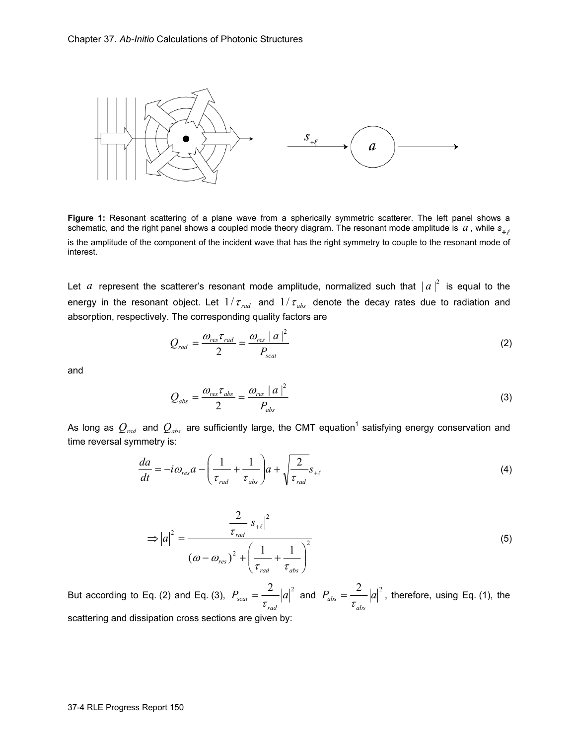**Figure 1:** Resonant scattering of a plane wave from a spherically symmetric scatterer. The left panel shows a schematic, and the right panel shows a coupled mode theory diagram. The resonant mode amplitude is $a$, while $s_{+\ell}$ is the amplitude of the component of the incident wave that has the right symmetry to couple to the resonant mode of interest.

Let $a$ represent the scatterer's resonant mode amplitude, normalized such that $|a|^2$ is equal to the energy in the resonant object. Let $1/\tau_{rad}$ and $1/\tau_{abs}$ denote the decay rates due to radiation and absorption, respectively. The corresponding quality factors are

$$Q_{rad} = \frac{\omega_{res}\tau_{rad}}{2} = \frac{\omega_{res}\,|a|^2}{P_{scat}} \tag{2}$$

and

$$Q_{abs} = \frac{\omega_{res}\tau_{abs}}{2} = \frac{\omega_{res}\,|a|^2}{P_{abs}} \tag{3}$$

As long as $Q_{rad}$ and $Q_{abs}$ are sufficiently large, the CMT equation[1] satisfying energy conservation and time reversal symmetry is:

$$\frac{da}{dt} = -i\omega_{res}a - \left(\frac{1}{\tau_{rad}} + \frac{1}{\tau_{abs}}\right)a + \sqrt{\frac{2}{\tau_{rad}}}s_{+\ell} \tag{4}$$

$$\Rightarrow |a|^2 = \frac{\frac{2}{\tau_{rad}}\left|s_{+\ell}\right|^2}{(\omega - \omega_{res})^2 + \left(\frac{1}{\tau_{rad}} + \frac{1}{\tau_{abs}}\right)^2} \tag{5}$$

But according to Eq. (2) and Eq. (3), $P_{scat} = \frac{2}{\tau_{rad}}|a|^2$ and $P_{abs} = \frac{2}{\tau_{abs}}|a|^2$, therefore, using Eq. (1), the scattering and dissipation cross sections are given by: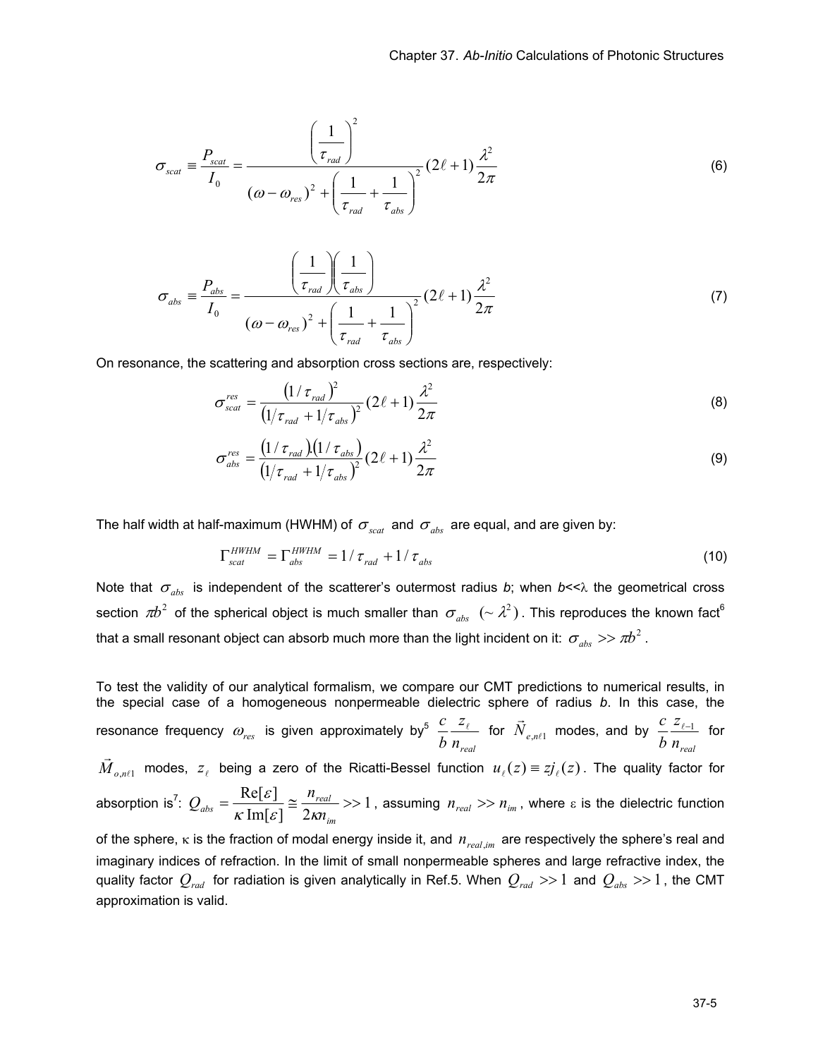$$\sigma_{scat} \equiv \frac{P_{scat}}{I_0} = \frac{\left(\frac{1}{\tau_{rad}}\right)^2}{(\omega - \omega_{res})^2 + \left(\frac{1}{\tau_{rad}} + \frac{1}{\tau_{abs}}\right)^2}(2\ell + 1)\frac{\lambda^2}{2\pi} \tag{6}$$

$$\sigma_{abs} \equiv \frac{P_{abs}}{I_0} = \frac{\left(\frac{1}{\tau_{rad}}\right)\left(\frac{1}{\tau_{abs}}\right)}{(\omega - \omega_{res})^2 + \left(\frac{1}{\tau_{rad}} + \frac{1}{\tau_{abs}}\right)^2}(2\ell + 1)\frac{\lambda^2}{2\pi} \tag{7}$$

On resonance, the scattering and absorption cross sections are, respectively:

$$\sigma_{scat}^{res} = \frac{(1/\tau_{rad})^2}{(1/\tau_{rad} + 1/\tau_{abs})^2}(2\ell + 1)\frac{\lambda^2}{2\pi} \tag{8}$$

$$\sigma_{abs}^{res} = \frac{(1/\tau_{rad}).(1/\tau_{abs})}{(1/\tau_{rad} + 1/\tau_{abs})^2}(2\ell + 1)\frac{\lambda^2}{2\pi} \tag{9}$$

The half width at half-maximum (HWHM) of $\sigma_{scat}$ and $\sigma_{abs}$ are equal, and are given by:

$$\Gamma_{scat}^{HWHM} = \Gamma_{abs}^{HWHM} = 1/\tau_{rad} + 1/\tau_{abs} \tag{10}$$

Note that $\sigma_{abs}$ is independent of the scatterer's outermost radius *b*; when $b \ll \lambda$ the geometrical cross section $\pi b^2$ of the spherical object is much smaller than $\sigma_{abs}$ $(\sim \lambda^2)$. This reproduces the known fact[6] that a small resonant object can absorb much more than the light incident on it: $\sigma_{abs} >> \pi b^2$.

To test the validity of our analytical formalism, we compare our CMT predictions to numerical results, in the special case of a homogeneous nonpermeable dielectric sphere of radius *b*. In this case, the resonance frequency $\omega_{res}$ is given approximately by[5] $\frac{c}{b}\frac{z_\ell}{n_{real}}$ for $\vec{N}_{e,n\ell 1}$ modes, and by $\frac{c}{b}\frac{z_{\ell-1}}{n_{real}}$ for $\vec{M}_{o,n\ell 1}$ modes, $z_\ell$ being a zero of the Ricatti-Bessel function $u_\ell(z) \equiv z j_\ell(z)$. The quality factor for absorption is[7]: $Q_{abs} = \frac{\mathrm{Re}[\varepsilon]}{\kappa\,\mathrm{Im}[\varepsilon]} \cong \frac{n_{real}}{2\kappa n_{im}} >> 1$, assuming $n_{real} >> n_{im}$, where $\varepsilon$ is the dielectric function of the sphere, $\kappa$ is the fraction of modal energy inside it, and $n_{real,im}$ are respectively the sphere's real and imaginary indices of refraction. In the limit of small nonpermeable spheres and large refractive index, the quality factor $Q_{rad}$ for radiation is given analytically in Ref.5. When $Q_{rad} >> 1$ and $Q_{abs} >> 1$, the CMT approximation is valid.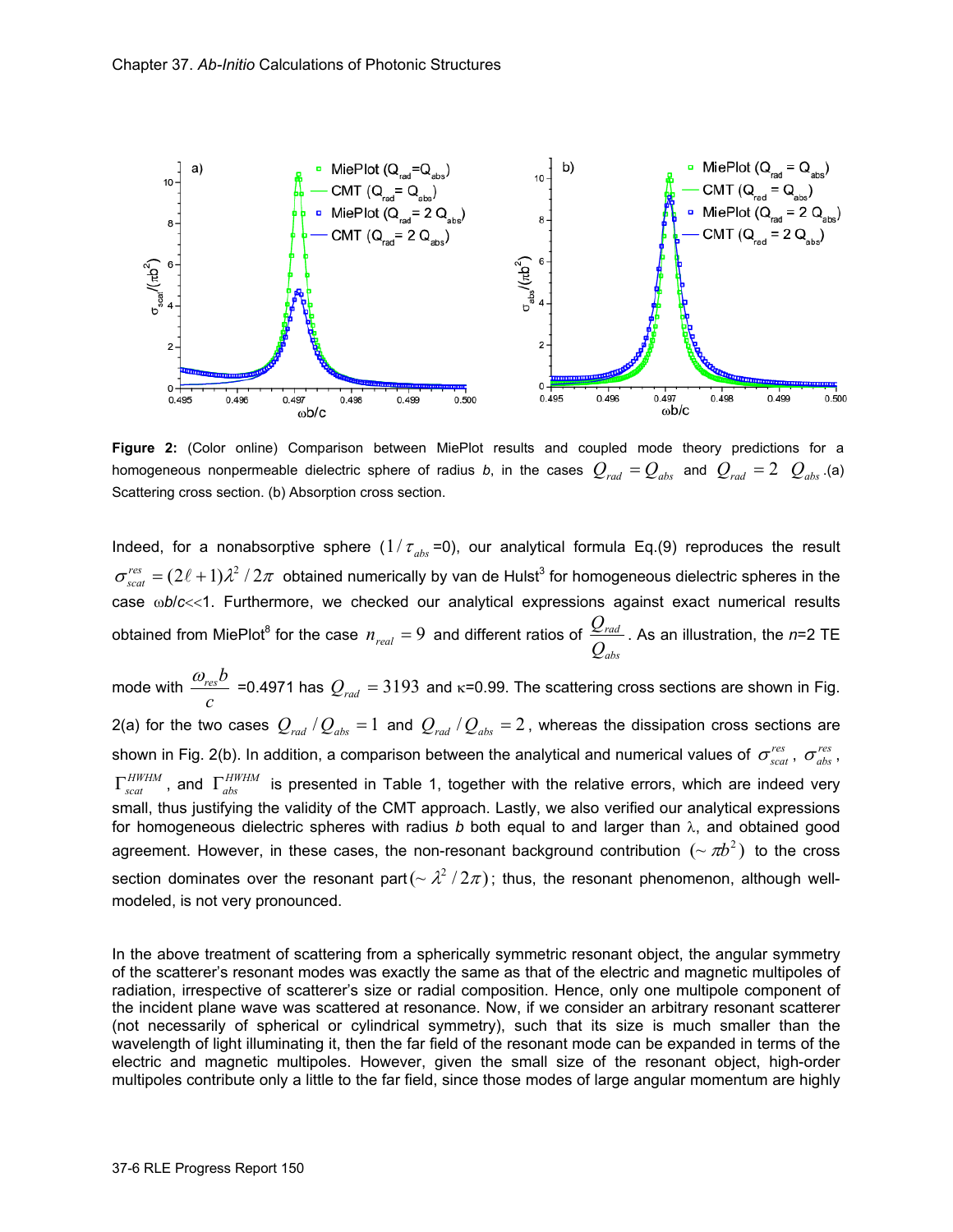**Figure 2:** (Color online) Comparison between MiePlot results and coupled mode theory predictions for a homogeneous nonpermeable dielectric sphere of radius *b*, in the cases $Q_{rad} = Q_{abs}$ and $Q_{rad} = 2\ \ Q_{abs}$ .(a) Scattering cross section. (b) Absorption cross section.

Indeed, for a nonabsorptive sphere ($1/\tau_{abs}$=0), our analytical formula Eq.(9) reproduces the result $\sigma_{scat}^{res} = (2\ell+1)\lambda^2/2\pi$ obtained numerically by van de Hulst[3] for homogeneous dielectric spheres in the case $\omega b/c$<<1. Furthermore, we checked our analytical expressions against exact numerical results obtained from MiePlot[8] for the case $n_{real} = 9$ and different ratios of $\dfrac{Q_{rad}}{Q_{abs}}$. As an illustration, the *n*=2 TE mode with $\dfrac{\omega_{res} b}{c}$ =0.4971 has $Q_{rad} = 3193$ and κ=0.99. The scattering cross sections are shown in Fig. 2(a) for the two cases $Q_{rad}/Q_{abs} = 1$ and $Q_{rad}/Q_{abs} = 2$, whereas the dissipation cross sections are shown in Fig. 2(b). In addition, a comparison between the analytical and numerical values of $\sigma_{scat}^{res}$, $\sigma_{abs}^{res}$, $\Gamma_{scat}^{HWHM}$, and $\Gamma_{abs}^{HWHM}$ is presented in Table 1, together with the relative errors, which are indeed very small, thus justifying the validity of the CMT approach. Lastly, we also verified our analytical expressions for homogeneous dielectric spheres with radius *b* both equal to and larger than λ, and obtained good agreement. However, in these cases, the non-resonant background contribution $(\sim \pi b^2)$ to the cross section dominates over the resonant part$(\sim \lambda^2/2\pi)$; thus, the resonant phenomenon, although well-modeled, is not very pronounced.

In the above treatment of scattering from a spherically symmetric resonant object, the angular symmetry of the scatterer's resonant modes was exactly the same as that of the electric and magnetic multipoles of radiation, irrespective of scatterer's size or radial composition. Hence, only one multipole component of the incident plane wave was scattered at resonance. Now, if we consider an arbitrary resonant scatterer (not necessarily of spherical or cylindrical symmetry), such that its size is much smaller than the wavelength of light illuminating it, then the far field of the resonant mode can be expanded in terms of the electric and magnetic multipoles. However, given the small size of the resonant object, high-order multipoles contribute only a little to the far field, since those modes of large angular momentum are highly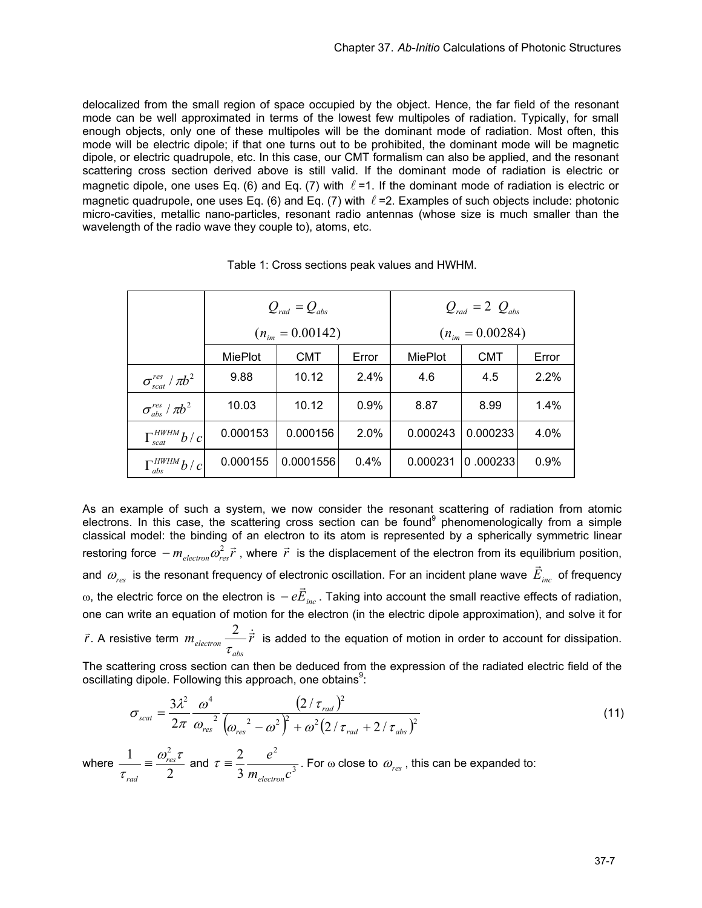delocalized from the small region of space occupied by the object. Hence, the far field of the resonant mode can be well approximated in terms of the lowest few multipoles of radiation. Typically, for small enough objects, only one of these multipoles will be the dominant mode of radiation. Most often, this mode will be electric dipole; if that one turns out to be prohibited, the dominant mode will be magnetic dipole, or electric quadrupole, etc. In this case, our CMT formalism can also be applied, and the resonant scattering cross section derived above is still valid. If the dominant mode of radiation is electric or magnetic dipole, one uses Eq. (6) and Eq. (7) with $\ell$=1. If the dominant mode of radiation is electric or magnetic quadrupole, one uses Eq. (6) and Eq. (7) with $\ell$=2. Examples of such objects include: photonic micro-cavities, metallic nano-particles, resonant radio antennas (whose size is much smaller than the wavelength of the radio wave they couple to), atoms, etc.

Table 1: Cross sections peak values and HWHM.

| | $Q_{rad} = Q_{abs}$ $(n_{im} = 0.00142)$ | | | $Q_{rad} = 2\ Q_{abs}$ $(n_{im} = 0.00284)$ | | |
|---|---|---|---|---|---|---|
| | MiePlot | CMT | Error | MiePlot | CMT | Error |
| $\sigma_{scat}^{res} / \pi b^2$ | 9.88 | 10.12 | 2.4% | 4.6 | 4.5 | 2.2% |
| $\sigma_{abs}^{res} / \pi b^2$ | 10.03 | 10.12 | 0.9% | 8.87 | 8.99 | 1.4% |
| $\Gamma_{scat}^{HWHM} b / c$ | 0.000153 | 0.000156 | 2.0% | 0.000243 | 0.000233 | 4.0% |
| $\Gamma_{abs}^{HWHM} b / c$ | 0.000155 | 0.0001556 | 0.4% | 0.000231 | 0 .000233 | 0.9% |

As an example of such a system, we now consider the resonant scattering of radiation from atomic electrons. In this case, the scattering cross section can be found[9] phenomenologically from a simple classical model: the binding of an electron to its atom is represented by a spherically symmetric linear restoring force $-m_{electron}\omega_{res}^2\vec{r}$, where $\vec{r}$ is the displacement of the electron from its equilibrium position, and $\omega_{res}$ is the resonant frequency of electronic oscillation. For an incident plane wave $\vec{E}_{inc}$ of frequency ω, the electric force on the electron is $-e\vec{E}_{inc}$. Taking into account the small reactive effects of radiation, one can write an equation of motion for the electron (in the electric dipole approximation), and solve it for $\vec{r}$. A resistive term $m_{electron}\dfrac{2}{\tau_{abs}}\dot{\vec{r}}$ is added to the equation of motion in order to account for dissipation. The scattering cross section can then be deduced from the expression of the radiated electric field of the oscillating dipole. Following this approach, one obtains[9]:

$$\sigma_{scat} = \frac{3\lambda^2}{2\pi}\frac{\omega^4}{\omega_{res}{}^2}\frac{\left(2/\tau_{rad}\right)^2}{\left(\omega_{res}{}^2 - \omega^2\right)^2 + \omega^2\left(2/\tau_{rad} + 2/\tau_{abs}\right)^2} \tag{11}$$

where $\dfrac{1}{\tau_{rad}} \equiv \dfrac{\omega_{res}^2\tau}{2}$ and $\tau \equiv \dfrac{2}{3}\dfrac{e^2}{m_{electron}c^3}$. For ω close to $\omega_{res}$, this can be expanded to: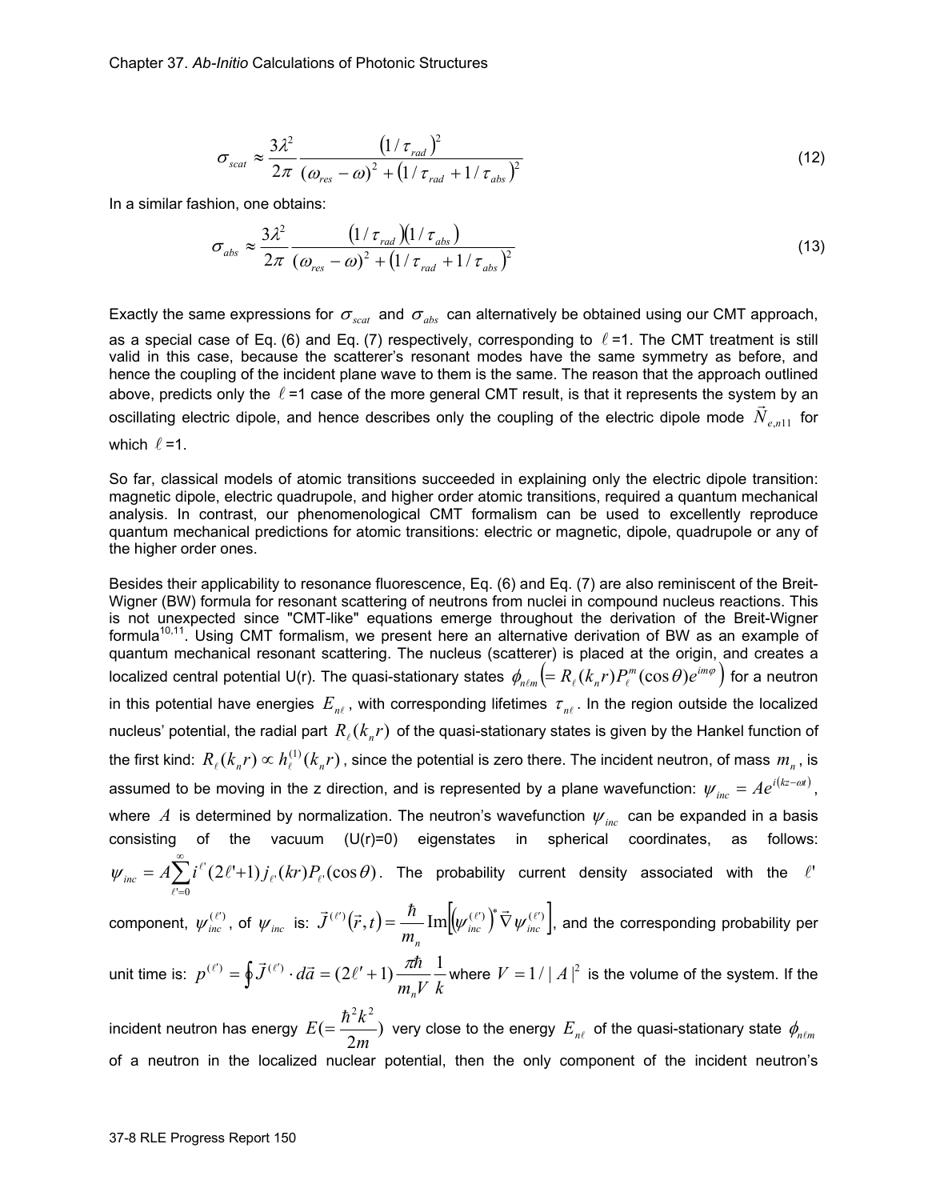$$\sigma_{scat} \approx \frac{3\lambda^2}{2\pi} \frac{\left(1/\tau_{rad}\right)^2}{(\omega_{res}-\omega)^2 + \left(1/\tau_{rad} + 1/\tau_{abs}\right)^2} \tag{12}$$

In a similar fashion, one obtains:

$$\sigma_{abs} \approx \frac{3\lambda^2}{2\pi} \frac{\left(1/\tau_{rad}\right)\left(1/\tau_{abs}\right)}{(\omega_{res}-\omega)^2 + \left(1/\tau_{rad} + 1/\tau_{abs}\right)^2} \tag{13}$$

Exactly the same expressions for $\sigma_{scat}$ and $\sigma_{abs}$ can alternatively be obtained using our CMT approach, as a special case of Eq. (6) and Eq. (7) respectively, corresponding to $\ell$ =1. The CMT treatment is still valid in this case, because the scatterer's resonant modes have the same symmetry as before, and hence the coupling of the incident plane wave to them is the same. The reason that the approach outlined above, predicts only the $\ell$ =1 case of the more general CMT result, is that it represents the system by an oscillating electric dipole, and hence describes only the coupling of the electric dipole mode $\vec{N}_{e,n11}$ for which $\ell$ =1.

So far, classical models of atomic transitions succeeded in explaining only the electric dipole transition: magnetic dipole, electric quadrupole, and higher order atomic transitions, required a quantum mechanical analysis. In contrast, our phenomenological CMT formalism can be used to excellently reproduce quantum mechanical predictions for atomic transitions: electric or magnetic, dipole, quadrupole or any of the higher order ones.

Besides their applicability to resonance fluorescence, Eq. (6) and Eq. (7) are also reminiscent of the Breit-Wigner (BW) formula for resonant scattering of neutrons from nuclei in compound nucleus reactions. This is not unexpected since "CMT-like" equations emerge throughout the derivation of the Breit-Wigner formula[10,11]. Using CMT formalism, we present here an alternative derivation of BW as an example of quantum mechanical resonant scattering. The nucleus (scatterer) is placed at the origin, and creates a localized central potential U(r). The quasi-stationary states $\phi_{n\ell m}\left(= R_\ell(k_n r) P_\ell^m(\cos\theta) e^{im\varphi}\right)$ for a neutron in this potential have energies $E_{n\ell}$, with corresponding lifetimes $\tau_{n\ell}$. In the region outside the localized nucleus' potential, the radial part $R_\ell(k_n r)$ of the quasi-stationary states is given by the Hankel function of the first kind: $R_\ell(k_n r) \propto h_\ell^{(1)}(k_n r)$, since the potential is zero there. The incident neutron, of mass $m_n$, is assumed to be moving in the z direction, and is represented by a plane wavefunction: $\psi_{inc} = Ae^{i(kz-\omega t)}$, where $A$ is determined by normalization. The neutron's wavefunction $\psi_{inc}$ can be expanded in a basis consisting of the vacuum (U(r)=0) eigenstates in spherical coordinates, as follows: $\psi_{inc} = A\sum_{\ell'=0}^{\infty} i^{\ell'}(2\ell'+1) j_{\ell'}(kr) P_{\ell'}(\cos\theta)$. The probability current density associated with the $\ell'$ component, $\psi_{inc}^{(\ell')}$, of $\psi_{inc}$ is: $\vec{J}^{(\ell')}(\vec{r},t) = \frac{\hbar}{m_n}\mathrm{Im}\left[\left(\psi_{inc}^{(\ell')}\right)^* \vec{\nabla}\psi_{inc}^{(\ell')}\right]$, and the corresponding probability per unit time is: $p^{(\ell')} = \oint \vec{J}^{(\ell')} \cdot d\vec{a} = (2\ell'+1)\frac{\pi\hbar}{m_n V}\frac{1}{k}$ where $V = 1/|A|^2$ is the volume of the system. If the incident neutron has energy $E(=\frac{\hbar^2 k^2}{2m})$ very close to the energy $E_{n\ell}$ of the quasi-stationary state $\phi_{n\ell m}$ of a neutron in the localized nuclear potential, then the only component of the incident neutron's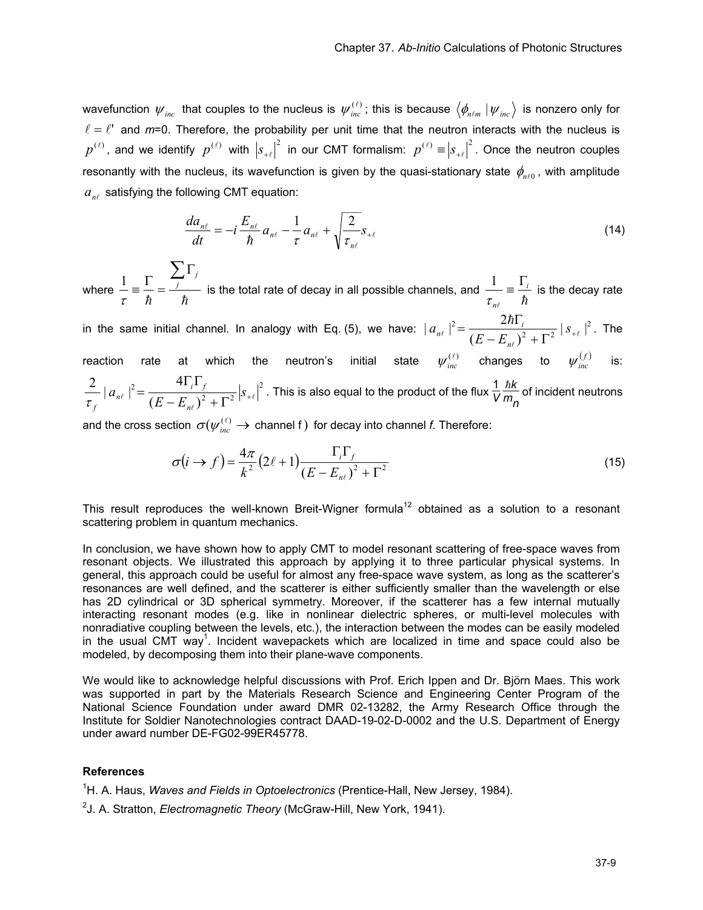wavefunction $\psi_{inc}$ that couples to the nucleus is $\psi_{inc}^{(\ell)}$; this is because $\langle \phi_{n\ell m} | \psi_{inc} \rangle$ is nonzero only for $\ell = \ell'$ and $m$=0. Therefore, the probability per unit time that the neutron interacts with the nucleus is $p^{(\ell)}$, and we identify $p^{(\ell)}$ with $|s_{+\ell}|^2$ in our CMT formalism: $p^{(\ell)} \equiv |s_{+\ell}|^2$. Once the neutron couples resonantly with the nucleus, its wavefunction is given by the quasi-stationary state $\phi_{n\ell 0}$, with amplitude $a_{n\ell}$ satisfying the following CMT equation:

$$\frac{da_{n\ell}}{dt} = -i\frac{E_{n\ell}}{\hbar}a_{n\ell} - \frac{1}{\tau}a_{n\ell} + \sqrt{\frac{2}{\tau_{n\ell}}}s_{+\ell} \tag{14}$$

where $\frac{1}{\tau} \equiv \frac{\Gamma}{\hbar} = \frac{\sum_j \Gamma_j}{\hbar}$ is the total rate of decay in all possible channels, and $\frac{1}{\tau_{n\ell}} \equiv \frac{\Gamma_i}{\hbar}$ is the decay rate in the same initial channel. In analogy with Eq. (5), we have: $|a_{n\ell}|^2 = \frac{2\hbar\Gamma_i}{(E-E_{n\ell})^2 + \Gamma^2}|s_{+\ell}|^2$. The reaction rate at which the neutron's initial state $\psi_{inc}^{(\ell)}$ changes to $\psi_{inc}^{(f)}$ is: $\frac{2}{\tau_f}|a_{n\ell}|^2 = \frac{4\Gamma_i\Gamma_f}{(E-E_{n\ell})^2+\Gamma^2}|s_{+\ell}|^2$. This is also equal to the product of the flux $\frac{1}{V}\frac{\hbar k}{m_n}$ of incident neutrons and the cross section $\sigma(\psi_{inc}^{(\ell)} \to \text{channel f})$ for decay into channel *f*. Therefore:

$$\sigma(i \to f) = \frac{4\pi}{k^2}(2\ell+1)\frac{\Gamma_i\Gamma_f}{(E-E_{n\ell})^2+\Gamma^2} \tag{15}$$

This result reproduces the well-known Breit-Wigner formula[12] obtained as a solution to a resonant scattering problem in quantum mechanics.

In conclusion, we have shown how to apply CMT to model resonant scattering of free-space waves from resonant objects. We illustrated this approach by applying it to three particular physical systems. In general, this approach could be useful for almost any free-space wave system, as long as the scatterer's resonances are well defined, and the scatterer is either sufficiently smaller than the wavelength or else has 2D cylindrical or 3D spherical symmetry. Moreover, if the scatterer has a few internal mutually interacting resonant modes (e.g. like in nonlinear dielectric spheres, or multi-level molecules with nonradiative coupling between the levels, etc.), the interaction between the modes can be easily modeled in the usual CMT way[1]. Incident wavepackets which are localized in time and space could also be modeled, by decomposing them into their plane-wave components.

We would like to acknowledge helpful discussions with Prof. Erich Ippen and Dr. Björn Maes. This work was supported in part by the Materials Research Science and Engineering Center Program of the National Science Foundation under award DMR 02-13282, the Army Research Office through the Institute for Soldier Nanotechnologies contract DAAD-19-02-D-0002 and the U.S. Department of Energy under award number DE-FG02-99ER45778.

### References

[1] H. A. Haus, *Waves and Fields in Optoelectronics* (Prentice-Hall, New Jersey, 1984).

[2] J. A. Stratton, *Electromagnetic Theory* (McGraw-Hill, New York, 1941).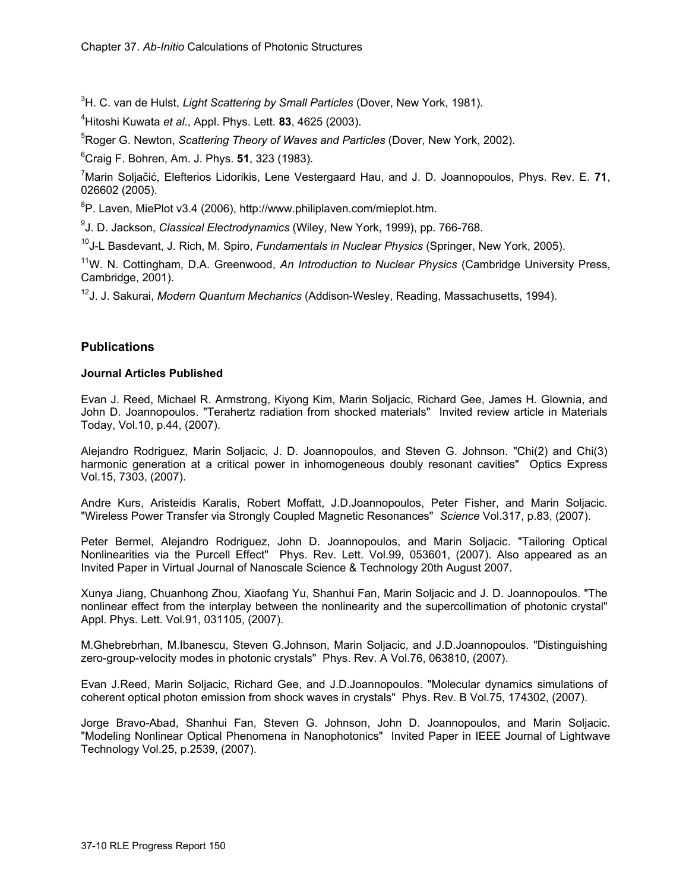[3]H. C. van de Hulst, *Light Scattering by Small Particles* (Dover, New York, 1981).

[4]Hitoshi Kuwata *et al*., Appl. Phys. Lett. **83**, 4625 (2003).

[5]Roger G. Newton, *Scattering Theory of Waves and Particles* (Dover, New York, 2002).

[6]Craig F. Bohren, Am. J. Phys. **51**, 323 (1983).

[7]Marin Soljačić, Elefterios Lidorikis, Lene Vestergaard Hau, and J. D. Joannopoulos, Phys. Rev. E. **71**, 026602 (2005).

[8]P. Laven, MiePlot v3.4 (2006), http://www.philiplaven.com/mieplot.htm.

[9]J. D. Jackson, *Classical Electrodynamics* (Wiley, New York, 1999), pp. 766-768.

[10]J-L Basdevant, J. Rich, M. Spiro, *Fundamentals in Nuclear Physics* (Springer, New York, 2005).

[11]W. N. Cottingham, D.A. Greenwood, *An Introduction to Nuclear Physics* (Cambridge University Press, Cambridge, 2001).

[12]J. J. Sakurai, *Modern Quantum Mechanics* (Addison-Wesley, Reading, Massachusetts, 1994).

## Publications

### Journal Articles Published

Evan J. Reed, Michael R. Armstrong, Kiyong Kim, Marin Soljacic, Richard Gee, James H. Glownia, and John D. Joannopoulos. "Terahertz radiation from shocked materials" Invited review article in Materials Today, Vol.10, p.44, (2007).

Alejandro Rodriguez, Marin Soljacic, J. D. Joannopoulos, and Steven G. Johnson. "Chi(2) and Chi(3) harmonic generation at a critical power in inhomogeneous doubly resonant cavities" Optics Express Vol.15, 7303, (2007).

Andre Kurs, Aristeidis Karalis, Robert Moffatt, J.D.Joannopoulos, Peter Fisher, and Marin Soljacic. "Wireless Power Transfer via Strongly Coupled Magnetic Resonances" *Science* Vol.317, p.83, (2007).

Peter Bermel, Alejandro Rodriguez, John D. Joannopoulos, and Marin Soljacic. "Tailoring Optical Nonlinearities via the Purcell Effect" Phys. Rev. Lett. Vol.99, 053601, (2007). Also appeared as an Invited Paper in Virtual Journal of Nanoscale Science & Technology 20th August 2007.

Xunya Jiang, Chuanhong Zhou, Xiaofang Yu, Shanhui Fan, Marin Soljacic and J. D. Joannopoulos. "The nonlinear effect from the interplay between the nonlinearity and the supercollimation of photonic crystal" Appl. Phys. Lett. Vol.91, 031105, (2007).

M.Ghebrebrhan, M.Ibanescu, Steven G.Johnson, Marin Soljacic, and J.D.Joannopoulos. "Distinguishing zero-group-velocity modes in photonic crystals" Phys. Rev. A Vol.76, 063810, (2007).

Evan J.Reed, Marin Soljacic, Richard Gee, and J.D.Joannopoulos. "Molecular dynamics simulations of coherent optical photon emission from shock waves in crystals" Phys. Rev. B Vol.75, 174302, (2007).

Jorge Bravo-Abad, Shanhui Fan, Steven G. Johnson, John D. Joannopoulos, and Marin Soljacic. "Modeling Nonlinear Optical Phenomena in Nanophotonics" Invited Paper in IEEE Journal of Lightwave Technology Vol.25, p.2539, (2007).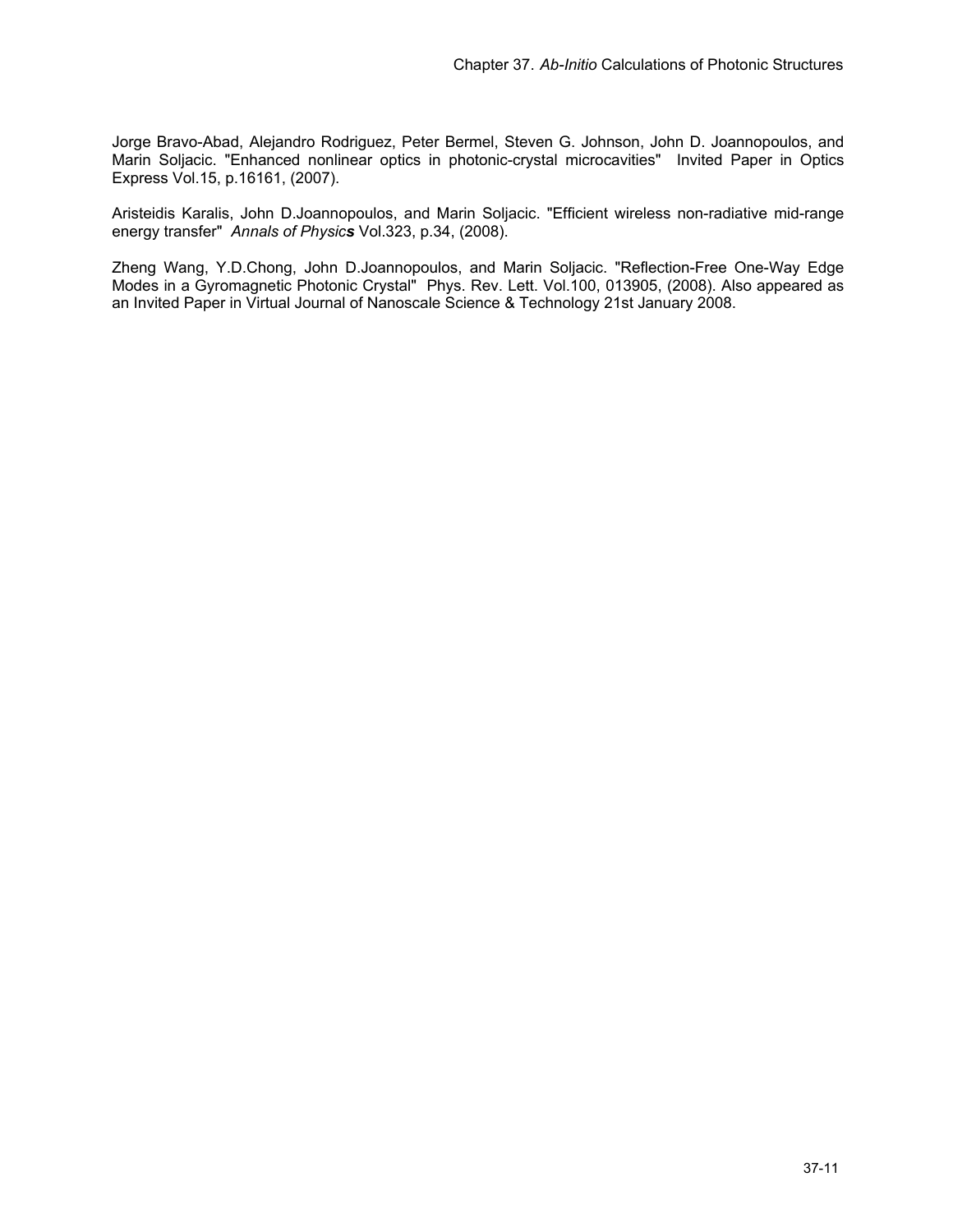Jorge Bravo-Abad, Alejandro Rodriguez, Peter Bermel, Steven G. Johnson, John D. Joannopoulos, and Marin Soljacic. "Enhanced nonlinear optics in photonic-crystal microcavities" Invited Paper in Optics Express Vol.15, p.16161, (2007).

Aristeidis Karalis, John D.Joannopoulos, and Marin Soljacic. "Efficient wireless non-radiative mid-range energy transfer" *Annals of Physics* Vol.323, p.34, (2008).

Zheng Wang, Y.D.Chong, John D.Joannopoulos, and Marin Soljacic. "Reflection-Free One-Way Edge Modes in a Gyromagnetic Photonic Crystal" Phys. Rev. Lett. Vol.100, 013905, (2008). Also appeared as an Invited Paper in Virtual Journal of Nanoscale Science & Technology 21st January 2008.